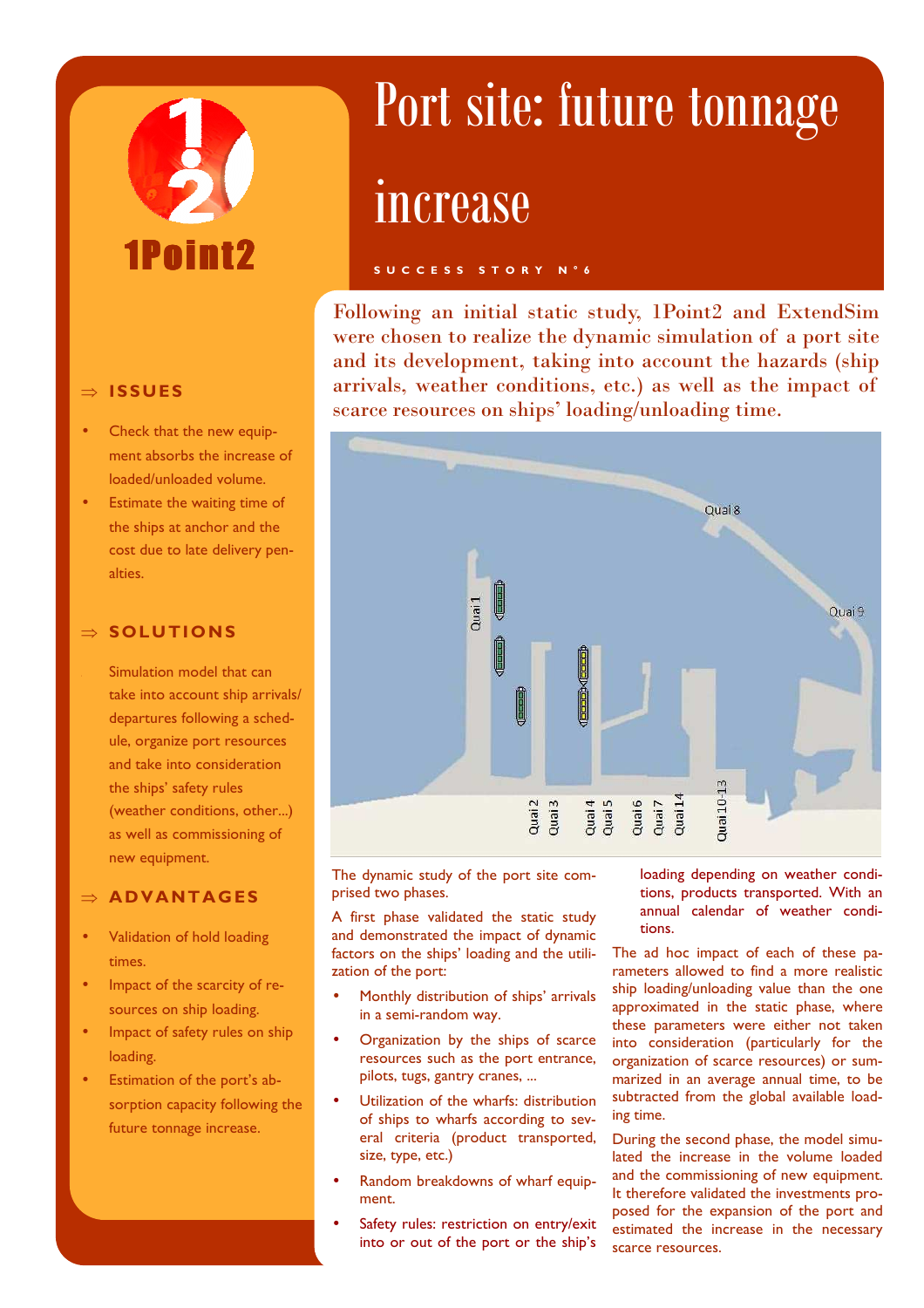1Point2

# Port site: future tonnage increase

SUCCESS STORY N°6

Following an initial static study, 1Point2 and ExtendSim were chosen to realize the dynamic simulation of a port site and its development, taking into account the hazards (ship arrivals, weather conditions, etc.) as well as the impact of scarce resources on ships' loading/unloading time.

## ⇒ ISSUES

- Check that the new equipment absorbs the increase of loaded/unloaded volume.
- Estimate the waiting time of the ships at anchor and the cost due to late delivery penalties.

## ⇒ SOLUTIONS

Simulation model that can take into account ship arrivals/departures following a schedule, organize port resources and take into consideration the ships' safety rules (weather conditions, other...) as well as commissioning of new equipment.

## ⇒ ADVANTAGES

- Validation of hold loading times.
- Impact of the scarcity of resources on ship loading.
- Impact of safety rules on ship loading.
- Estimation of the port's absorption capacity following the future tonnage increase.

Quai 1, Quai 2, Quai 3, Quai 4, Quai 5, Quai 6, Quai 7, Quai 14, Quai 10-13, Quai 8, Quai 9

The dynamic study of the port site comprised two phases.

A first phase validated the static study and demonstrated the impact of dynamic factors on the ships' loading and the utilization of the port:

- Monthly distribution of ships' arrivals in a semi-random way.
- Organization by the ships of scarce resources such as the port entrance, pilots, tugs, gantry cranes, ...
- Utilization of the wharfs: distribution of ships to wharfs according to several criteria (product transported, size, type, etc.)
- Random breakdowns of wharf equipment.
- Safety rules: restriction on entry/exit into or out of the port or the ship's loading depending on weather conditions, products transported. With an annual calendar of weather conditions.

The ad hoc impact of each of these parameters allowed to find a more realistic ship loading/unloading value than the one approximated in the static phase, where these parameters were either not taken into consideration (particularly for the organization of scarce resources) or summarized in an average annual time, to be subtracted from the global available loading time.

During the second phase, the model simulated the increase in the volume loaded and the commissioning of new equipment. It therefore validated the investments proposed for the expansion of the port and estimated the increase in the necessary scarce resources.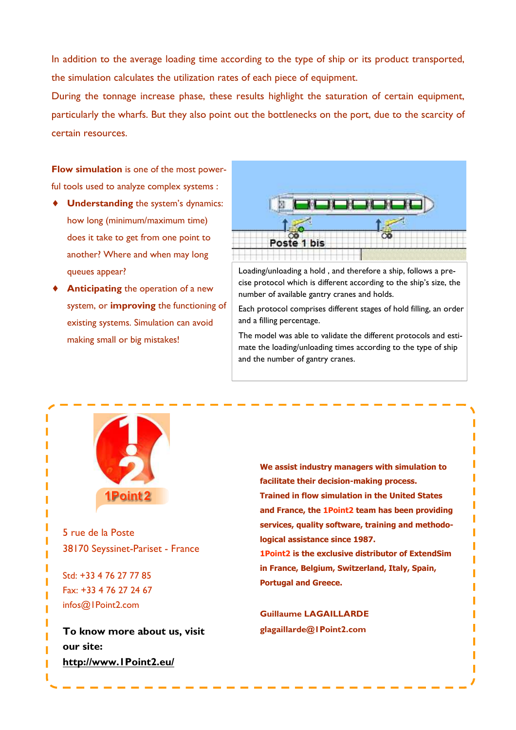In addition to the average loading time according to the type of ship or its product transported, the simulation calculates the utilization rates of each piece of equipment.

During the tonnage increase phase, these results highlight the saturation of certain equipment, particularly the wharfs. But they also point out the bottlenecks on the port, due to the scarcity of certain resources.

**Flow simulation** is one of the most powerful tools used to analyze complex systems :

- **Understanding** the system's dynamics: how long (minimum/maximum time) does it take to get from one point to another? Where and when may long queues appear?
- **Anticipating** the operation of a new system, or **improving** the functioning of existing systems. Simulation can avoid making small or big mistakes!

Poste 1 bis

Loading/unloading a hold , and therefore a ship, follows a precise protocol which is different according to the ship's size, the number of available gantry cranes and holds.

Each protocol comprises different stages of hold filling, an order and a filling percentage.

The model was able to validate the different protocols and estimate the loading/unloading times according to the type of ship and the number of gantry cranes.

1Point2

5 rue de la Poste
38170 Seyssinet-Pariset - France

Std: +33 4 76 27 77 85
Fax: +33 4 76 27 24 67
infos@1Point2.com

**To know more about us, visit our site:**
**http://www.1Point2.eu/**

**We assist industry managers with simulation to facilitate their decision-making process.**
**Trained in flow simulation in the United States and France, the 1Point2 team has been providing services, quality software, training and methodological assistance since 1987.**
**1Point2 is the exclusive distributor of ExtendSim in France, Belgium, Switzerland, Italy, Spain, Portugal and Greece.**

**Guillaume LAGAILLARDE**
**glagaillarde@1Point2.com**